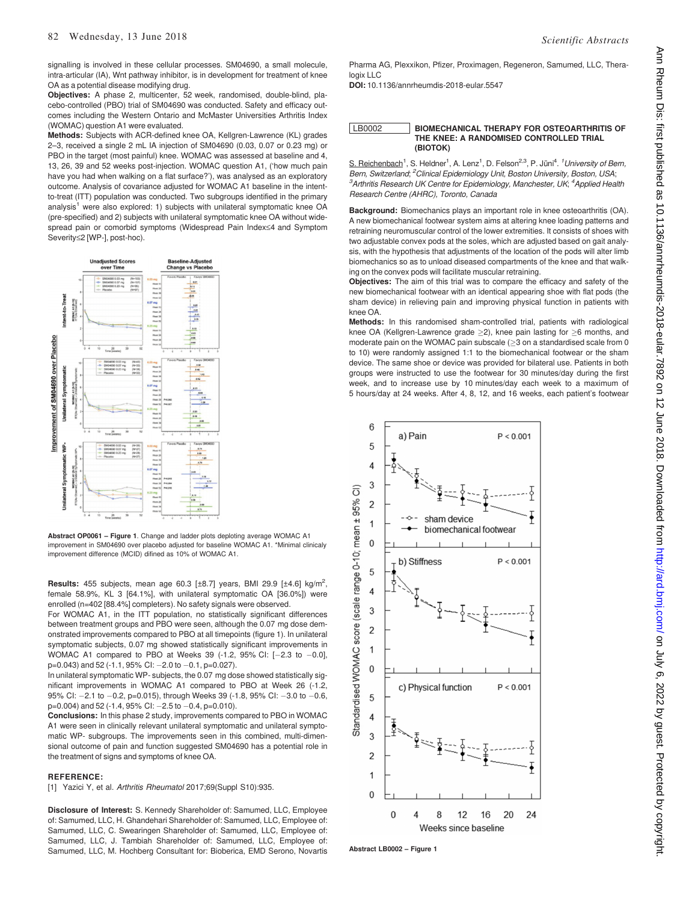signalling is involved in these cellular processes. SM04690, a small molecule, intra-articular (IA), Wnt pathway inhibitor, is in development for treatment of knee OA as a potential disease modifying drug.

**Objectives:** A phase 2, multicenter, 52 week, randomised, double-blind, placebo-controlled (PBO) trial of SM04690 was conducted. Safety and efficacy outcomes including the Western Ontario and McMaster Universities Arthritis Index (WOMAC) question A1 were evaluated.

**Methods:** Subjects with ACR-defined knee OA, Kellgren-Lawrence (KL) grades 2–3, received a single 2 mL IA injection of SM04690 (0.03, 0.07 or 0.23 mg) or PBO in the target (most painful) knee. WOMAC was assessed at baseline and 4, 13, 26, 39 and 52 weeks post-injection. WOMAC question A1, ('how much pain have you had when walking on a flat surface?'), was analysed as an exploratory outcome. Analysis of covariance adjusted for WOMAC A1 baseline in the intent-to-treat (ITT) population was conducted. Two subgroups identified in the primary analysis[1] were also explored: 1) subjects with unilateral symptomatic knee OA (pre-specified) and 2) subjects with unilateral symptomatic knee OA without widespread pain or comorbid symptoms (Widespread Pain Index≤4 and Symptom Severity≤2 [WP-], post-hoc).

Abstract OP0061 – Figure 1. Change and ladder plots deploting average WOMAC A1 improvement in SM04690 over placebo adjusted for baseline WOMAC A1. *Minimal clinicaly improvement difference (MCID) difined as 10% of WOMAC A1.

**Results:** 455 subjects, mean age 60.3 [±8.7] years, BMI 29.9 [±4.6] kg/m$^2$, female 58.9%, KL 3 [64.1%], with unilateral symptomatic OA [36.0%]) were enrolled (n=402 [88.4%] completers). No safety signals were observed.

For WOMAC A1, in the ITT population, no statistically significant differences between treatment groups and PBO were seen, although the 0.07 mg dose demonstrated improvements compared to PBO at all timepoints (figure 1). In unilateral symptomatic subjects, 0.07 mg showed statistically significant improvements in WOMAC A1 compared to PBO at Weeks 39 (-1.2, 95% CI: [−2.3 to −0.0], p=0.043) and 52 (-1.1, 95% CI: −2.0 to −0.1, p=0.027).

In unilateral symptomatic WP- subjects, the 0.07 mg dose showed statistically significant improvements in WOMAC A1 compared to PBO at Week 26 (-1.2, 95% CI: −2.1 to −0.2, p=0.015), through Weeks 39 (-1.8, 95% CI: −3.0 to −0.6, p=0.004) and 52 (-1.4, 95% CI: −2.5 to −0.4, p=0.010).

**Conclusions:** In this phase 2 study, improvements compared to PBO in WOMAC A1 were seen in clinically relevant unilateral symptomatic and unilateral symptomatic WP- subgroups. The improvements seen in this combined, multi-dimensional outcome of pain and function suggested SM04690 has a potential role in the treatment of signs and symptoms of knee OA.

**REFERENCE:**

[1] Yazici Y, et al. *Arthritis Rheumatol* 2017;69(Suppl S10):935.

**Disclosure of Interest:** S. Kennedy Shareholder of: Samumed, LLC, Employee of: Samumed, LLC, H. Ghandehari Shareholder of: Samumed, LLC, Employee of: Samumed, LLC, C. Swearingen Shareholder of: Samumed, LLC, Employee of: Samumed, LLC, J. Tambiah Shareholder of: Samumed, LLC, Employee of: Samumed, LLC, M. Hochberg Consultant for: Bioberica, EMD Serono, Novartis Pharma AG, Plexxikon, Pfizer, Proximagen, Regeneron, Samumed, LLC, Theralogix LLC

**DOI:** 10.1136/annrheumdis-2018-eular.5547

## LB0002 BIOMECHANICAL THERAPY FOR OSTEOARTHRITIS OF THE KNEE: A RANDOMISED CONTROLLED TRIAL (BIOTOK)

S. Reichenbach[1], S. Heldner[1], A. Lenz[1], D. Felson[2,3], P. Jüni[4]. [1]*University of Bern, Bern, Switzerland*; [2]*Clinical Epidemiology Unit, Boston University, Boston, USA*; [3]*Arthritis Research UK Centre for Epidemiology, Manchester, UK*; [4]*Applied Health Research Centre (AHRC), Toronto, Canada*

**Background:** Biomechanics plays an important role in knee osteoarthritis (OA). A new biomechanical footwear system aims at altering knee loading patterns and retraining neuromuscular control of the lower extremities. It consists of shoes with two adjustable convex pods at the soles, which are adjusted based on gait analysis, with the hypothesis that adjustments of the location of the pods will alter limb biomechanics so as to unload diseased compartments of the knee and that walking on the convex pods will facilitate muscular retraining.

**Objectives:** The aim of this trial was to compare the efficacy and safety of the new biomechanical footwear with an identical appearing shoe with flat pods (the sham device) in relieving pain and improving physical function in patients with knee OA.

**Methods:** In this randomised sham-controlled trial, patients with radiological knee OA (Kellgren-Lawrence grade ≥2), knee pain lasting for ≥6 months, and moderate pain on the WOMAC pain subscale (≥3 on a standardised scale from 0 to 10) were randomly assigned 1:1 to the biomechanical footwear or the sham device. The same shoe or device was provided for bilateral use. Patients in both groups were instructed to use the footwear for 30 minutes/day during the first week, and to increase use by 10 minutes/day each week to a maximum of 5 hours/day at 24 weeks. After 4, 8, 12, and 16 weeks, each patient's footwear

Abstract LB0002 – Figure 1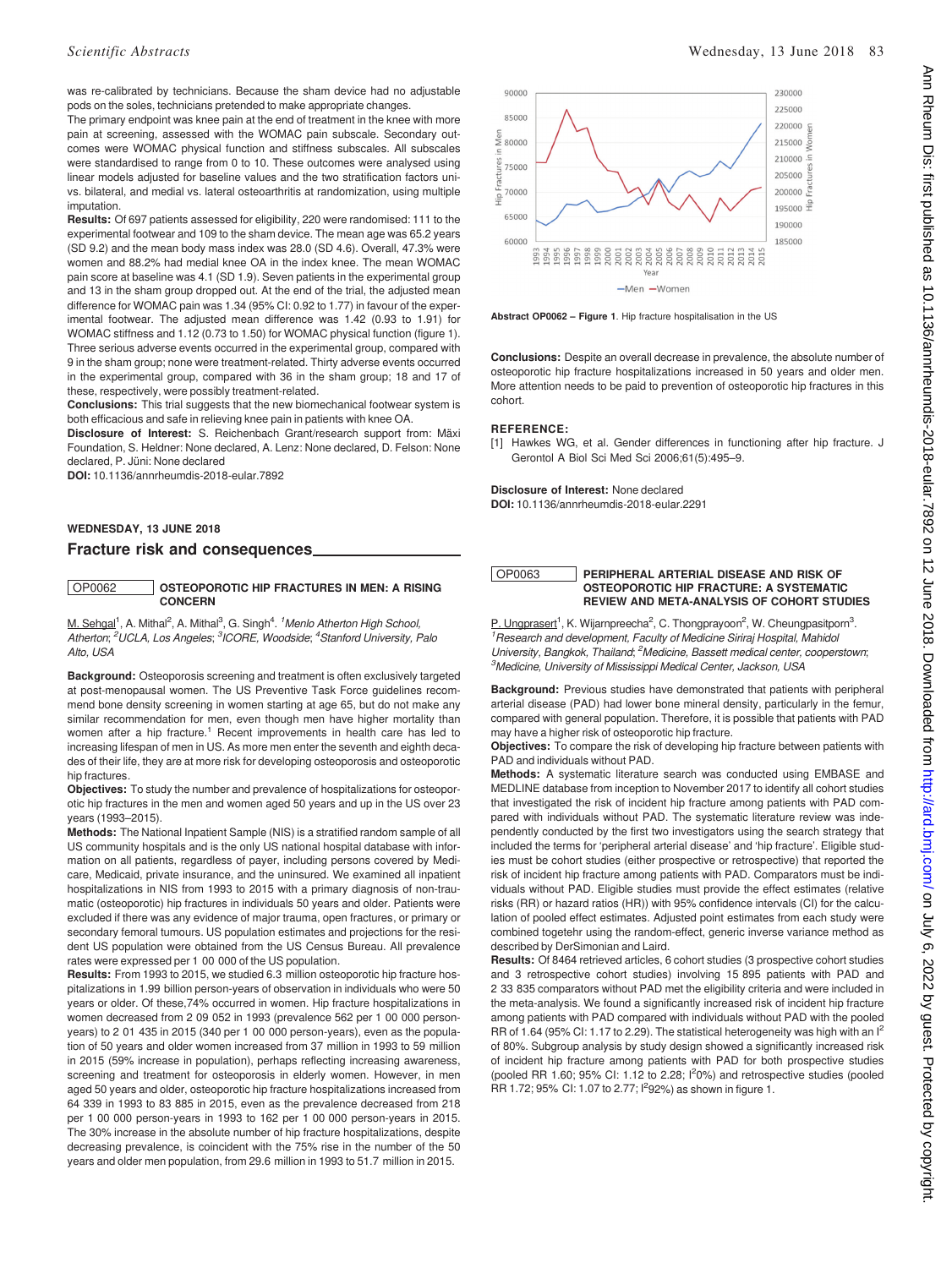was re-calibrated by technicians. Because the sham device had no adjustable pods on the soles, technicians pretended to make appropriate changes.

The primary endpoint was knee pain at the end of treatment in the knee with more pain at screening, assessed with the WOMAC pain subscale. Secondary outcomes were WOMAC physical function and stiffness subscales. All subscales were standardised to range from 0 to 10. These outcomes were analysed using linear models adjusted for baseline values and the two stratification factors uni- vs. bilateral, and medial vs. lateral osteoarthritis at randomization, using multiple imputation.

**Results:** Of 697 patients assessed for eligibility, 220 were randomised: 111 to the experimental footwear and 109 to the sham device. The mean age was 65.2 years (SD 9.2) and the mean body mass index was 28.0 (SD 4.6). Overall, 47.3% were women and 88.2% had medial knee OA in the index knee. The mean WOMAC pain score at baseline was 4.1 (SD 1.9). Seven patients in the experimental group and 13 in the sham group dropped out. At the end of the trial, the adjusted mean difference for WOMAC pain was 1.34 (95% CI: 0.92 to 1.77) in favour of the experimental footwear. The adjusted mean difference was 1.42 (0.93 to 1.91) for WOMAC stiffness and 1.12 (0.73 to 1.50) for WOMAC physical function (figure 1). Three serious adverse events occurred in the experimental group, compared with 9 in the sham group; none were treatment-related. Thirty adverse events occurred in the experimental group, compared with 36 in the sham group; 18 and 17 of these, respectively, were possibly treatment-related.

**Conclusions:** This trial suggests that the new biomechanical footwear system is both efficacious and safe in relieving knee pain in patients with knee OA.

**Disclosure of Interest:** S. Reichenbach Grant/research support from: Mäxi Foundation, S. Heldner: None declared, A. Lenz: None declared, D. Felson: None declared, P. Jüni: None declared

**DOI:** 10.1136/annrheumdis-2018-eular.7892

## WEDNESDAY, 13 JUNE 2018

## Fracture risk and consequences

### OP0062 OSTEOPOROTIC HIP FRACTURES IN MEN: A RISING CONCERN

M. Sehgal[1], A. Mithal[2], A. Mithal[3], G. Singh[4]. [1]*Menlo Atherton High School, Atherton;* [2]*UCLA, Los Angeles;* [3]*ICORE, Woodside;* [4]*Stanford University, Palo Alto, USA*

**Background:** Osteoporosis screening and treatment is often exclusively targeted at post-menopausal women. The US Preventive Task Force guidelines recommend bone density screening in women starting at age 65, but do not make any similar recommendation for men, even though men have higher mortality than women after a hip fracture.[1] Recent improvements in health care has led to increasing lifespan of men in US. As more men enter the seventh and eighth decades of their life, they are at more risk for developing osteoporosis and osteoporotic hip fractures.

**Objectives:** To study the number and prevalence of hospitalizations for osteoporotic hip fractures in the men and women aged 50 years and up in the US over 23 years (1993–2015).

**Methods:** The National Inpatient Sample (NIS) is a stratified random sample of all US community hospitals and is the only US national hospital database with information on all patients, regardless of payer, including persons covered by Medicare, Medicaid, private insurance, and the uninsured. We examined all inpatient hospitalizations in NIS from 1993 to 2015 with a primary diagnosis of non-traumatic (osteoporotic) hip fractures in individuals 50 years and older. Patients were excluded if there was any evidence of major trauma, open fractures, or primary or secondary femoral tumours. US population estimates and projections for the resident US population were obtained from the US Census Bureau. All prevalence rates were expressed per 1 00 000 of the US population.

**Results:** From 1993 to 2015, we studied 6.3 million osteoporotic hip fracture hospitalizations in 1.99 billion person-years of observation in individuals who were 50 years or older. Of these,74% occurred in women. Hip fracture hospitalizations in women decreased from 2 09 052 in 1993 (prevalence 562 per 1 00 000 person-years) to 2 01 435 in 2015 (340 per 1 00 000 person-years), even as the population of 50 years and older women increased from 37 million in 1993 to 59 million in 2015 (59% increase in population), perhaps reflecting increasing awareness, screening and treatment for osteoporosis in elderly women. However, in men aged 50 years and older, osteoporotic hip fracture hospitalizations increased from 64 339 in 1993 to 83 885 in 2015, even as the prevalence decreased from 218 per 1 00 000 person-years in 1993 to 162 per 1 00 000 person-years in 2015. The 30% increase in the absolute number of hip fracture hospitalizations, despite decreasing prevalence, is coincident with the 75% rise in the number of the 50 years and older men population, from 29.6 million in 1993 to 51.7 million in 2015.

Hip Fractures in Men
90000
85000
80000
75000
70000
65000
60000

Hip Fractures in Women
230000
225000
220000
215000
210000
205000
200000
195000
190000
185000

1993 1994 1995 1996 1997 1998 1999 2000 2001 2002 2003 2004 2005 2006 2007 2008 2009 2010 2011 2012 2013 2014 2015
Year

—Men —Women

**Abstract OP0062 – Figure 1**. Hip fracture hospitalisation in the US

**Conclusions:** Despite an overall decrease in prevalence, the absolute number of osteoporotic hip fracture hospitalizations increased in 50 years and older men. More attention needs to be paid to prevention of osteoporotic hip fractures in this cohort.

**REFERENCE:**

[1] Hawkes WG, et al. Gender differences in functioning after hip fracture. J Gerontol A Biol Sci Med Sci 2006;61(5):495–9.

**Disclosure of Interest:** None declared

**DOI:** 10.1136/annrheumdis-2018-eular.2291

### OP0063 PERIPHERAL ARTERIAL DISEASE AND RISK OF OSTEOPOROTIC HIP FRACTURE: A SYSTEMATIC REVIEW AND META-ANALYSIS OF COHORT STUDIES

P. Ungprasert[1], K. Wijarnpreecha[2], C. Thongprayoon[2], W. Cheungpasitporn[3]. [1]*Research and development, Faculty of Medicine Siriraj Hospital, Mahidol University, Bangkok, Thailand;* [2]*Medicine, Bassett medical center, cooperstown;* [3]*Medicine, University of Mississippi Medical Center, Jackson, USA*

**Background:** Previous studies have demonstrated that patients with peripheral arterial disease (PAD) had lower bone mineral density, particularly in the femur, compared with general population. Therefore, it is possible that patients with PAD may have a higher risk of osteoporotic hip fracture.

**Objectives:** To compare the risk of developing hip fracture between patients with PAD and individuals without PAD.

**Methods:** A systematic literature search was conducted using EMBASE and MEDLINE database from inception to November 2017 to identify all cohort studies that investigated the risk of incident hip fracture among patients with PAD compared with individuals without PAD. The systematic literature review was independently conducted by the first two investigators using the search strategy that included the terms for 'peripheral arterial disease' and 'hip fracture'. Eligible studies must be cohort studies (either prospective or retrospective) that reported the risk of incident hip fracture among patients with PAD. Comparators must be individuals without PAD. Eligible studies must provide the effect estimates (relative risks (RR) or hazard ratios (HR)) with 95% confidence intervals (CI) for the calculation of pooled effect estimates. Adjusted point estimates from each study were combined togetehr using the random-effect, generic inverse variance method as described by DerSimonian and Laird.

**Results:** Of 8464 retrieved articles, 6 cohort studies (3 prospective cohort studies and 3 retrospective cohort studies) involving 15 895 patients with PAD and 2 33 835 comparators without PAD met the eligibility criteria and were included in the meta-analysis. We found a significantly increased risk of incident hip fracture among patients with PAD compared with individuals without PAD with the pooled RR of 1.64 (95% CI: 1.17 to 2.29). The statistical heterogeneity was high with an $I^2$ of 80%. Subgroup analysis by study design showed a significantly increased risk of incident hip fracture among patients with PAD for both prospective studies (pooled RR 1.60; 95% CI: 1.12 to 2.28; $I^2$0%) and retrospective studies (pooled RR 1.72; 95% CI: 1.07 to 2.77; $I^2$92%) as shown in figure 1.